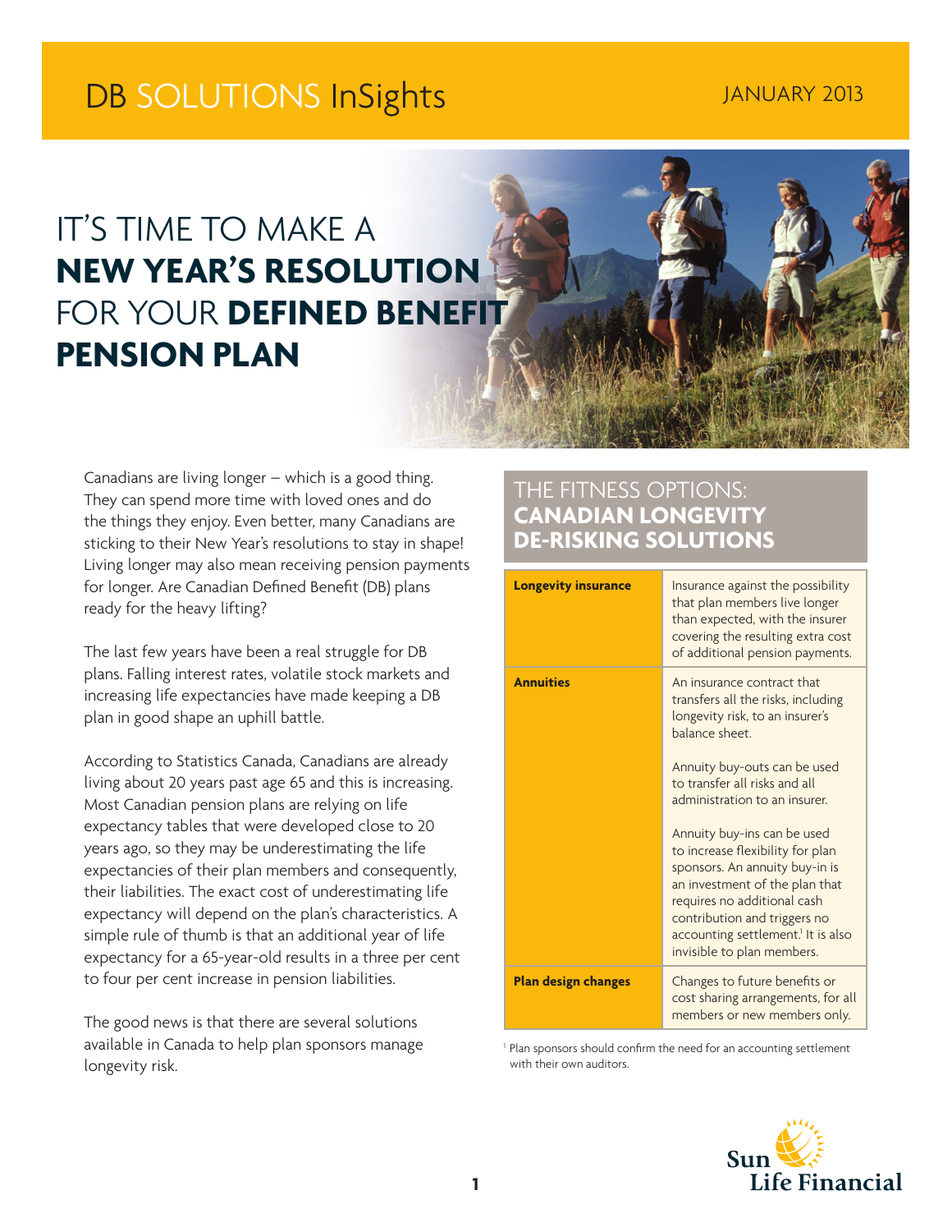# DB SOLUTIONS InSights

JANUARY 2013

# IT'S TIME TO MAKE A **NEW YEAR'S RESOLUTION** FOR YOUR **DEFINED BENEFIT PENSION PLAN**

Canadians are living longer – which is a good thing. They can spend more time with loved ones and do the things they enjoy. Even better, many Canadians are sticking to their New Year's resolutions to stay in shape! Living longer may also mean receiving pension payments for longer. Are Canadian Defined Benefit (DB) plans ready for the heavy lifting?

The last few years have been a real struggle for DB plans. Falling interest rates, volatile stock markets and increasing life expectancies have made keeping a DB plan in good shape an uphill battle.

According to Statistics Canada, Canadians are already living about 20 years past age 65 and this is increasing. Most Canadian pension plans are relying on life expectancy tables that were developed close to 20 years ago, so they may be underestimating the life expectancies of their plan members and consequently, their liabilities. The exact cost of underestimating life expectancy will depend on the plan's characteristics. A simple rule of thumb is that an additional year of life expectancy for a 65-year-old results in a three per cent to four per cent increase in pension liabilities.

The good news is that there are several solutions available in Canada to help plan sponsors manage longevity risk.

## THE FITNESS OPTIONS: **CANADIAN LONGEVITY DE-RISKING SOLUTIONS**

| | |
|---|---|
| **Longevity insurance** | Insurance against the possibility that plan members live longer than expected, with the insurer covering the resulting extra cost of additional pension payments. |
| **Annuities** | An insurance contract that transfers all the risks, including longevity risk, to an insurer's balance sheet.<br><br>Annuity buy-outs can be used to transfer all risks and all administration to an insurer.<br><br>Annuity buy-ins can be used to increase flexibility for plan sponsors. An annuity buy-in is an investment of the plan that requires no additional cash contribution and triggers no accounting settlement.[1] It is also invisible to plan members. |
| **Plan design changes** | Changes to future benefits or cost sharing arrangements, for all members or new members only. |

[1] Plan sponsors should confirm the need for an accounting settlement with their own auditors.

Sun Life Financial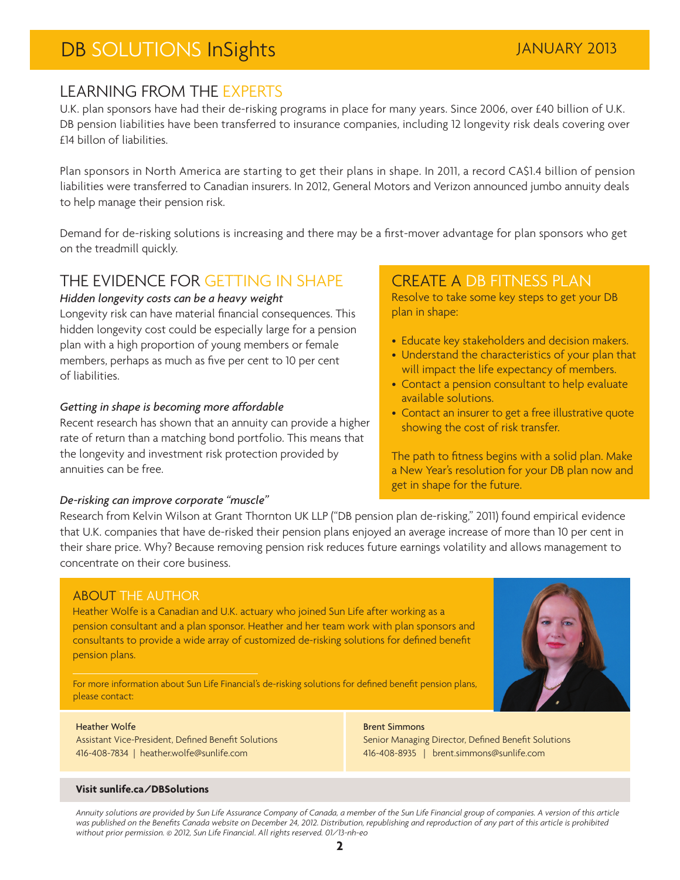## LEARNING FROM THE EXPERTS

U.K. plan sponsors have had their de-risking programs in place for many years. Since 2006, over £40 billion of U.K. DB pension liabilities have been transferred to insurance companies, including 12 longevity risk deals covering over £14 billon of liabilities.

Plan sponsors in North America are starting to get their plans in shape. In 2011, a record CA$1.4 billion of pension liabilities were transferred to Canadian insurers. In 2012, General Motors and Verizon announced jumbo annuity deals to help manage their pension risk.

Demand for de-risking solutions is increasing and there may be a first-mover advantage for plan sponsors who get on the treadmill quickly.

## THE EVIDENCE FOR GETTING IN SHAPE

*Hidden longevity costs can be a heavy weight*

Longevity risk can have material financial consequences. This hidden longevity cost could be especially large for a pension plan with a high proportion of young members or female members, perhaps as much as five per cent to 10 per cent of liabilities.

*Getting in shape is becoming more affordable*

Recent research has shown that an annuity can provide a higher rate of return than a matching bond portfolio. This means that the longevity and investment risk protection provided by annuities can be free.

*De-risking can improve corporate "muscle"*

Research from Kelvin Wilson at Grant Thornton UK LLP ("DB pension plan de-risking," 2011) found empirical evidence that U.K. companies that have de-risked their pension plans enjoyed an average increase of more than 10 per cent in their share price. Why? Because removing pension risk reduces future earnings volatility and allows management to concentrate on their core business.

## CREATE A DB FITNESS PLAN

Resolve to take some key steps to get your DB plan in shape:

- Educate key stakeholders and decision makers.
- Understand the characteristics of your plan that will impact the life expectancy of members.
- Contact a pension consultant to help evaluate available solutions.
- Contact an insurer to get a free illustrative quote showing the cost of risk transfer.

The path to fitness begins with a solid plan. Make a New Year's resolution for your DB plan now and get in shape for the future.

## ABOUT THE AUTHOR

Heather Wolfe is a Canadian and U.K. actuary who joined Sun Life after working as a pension consultant and a plan sponsor. Heather and her team work with plan sponsors and consultants to provide a wide array of customized de-risking solutions for defined benefit pension plans.

For more information about Sun Life Financial's de-risking solutions for defined benefit pension plans, please contact:

**Heather Wolfe**
Assistant Vice-President, Defined Benefit Solutions
416-408-7834 | heather.wolfe@sunlife.com

**Brent Simmons**
Senior Managing Director, Defined Benefit Solutions
416-408-8935 | brent.simmons@sunlife.com

**Visit sunlife.ca/DBSolutions**

*Annuity solutions are provided by Sun Life Assurance Company of Canada, a member of the Sun Life Financial group of companies. A version of this article was published on the Benefits Canada website on December 24, 2012. Distribution, republishing and reproduction of any part of this article is prohibited without prior permission. © 2012, Sun Life Financial. All rights reserved. 01/13-nh-eo*